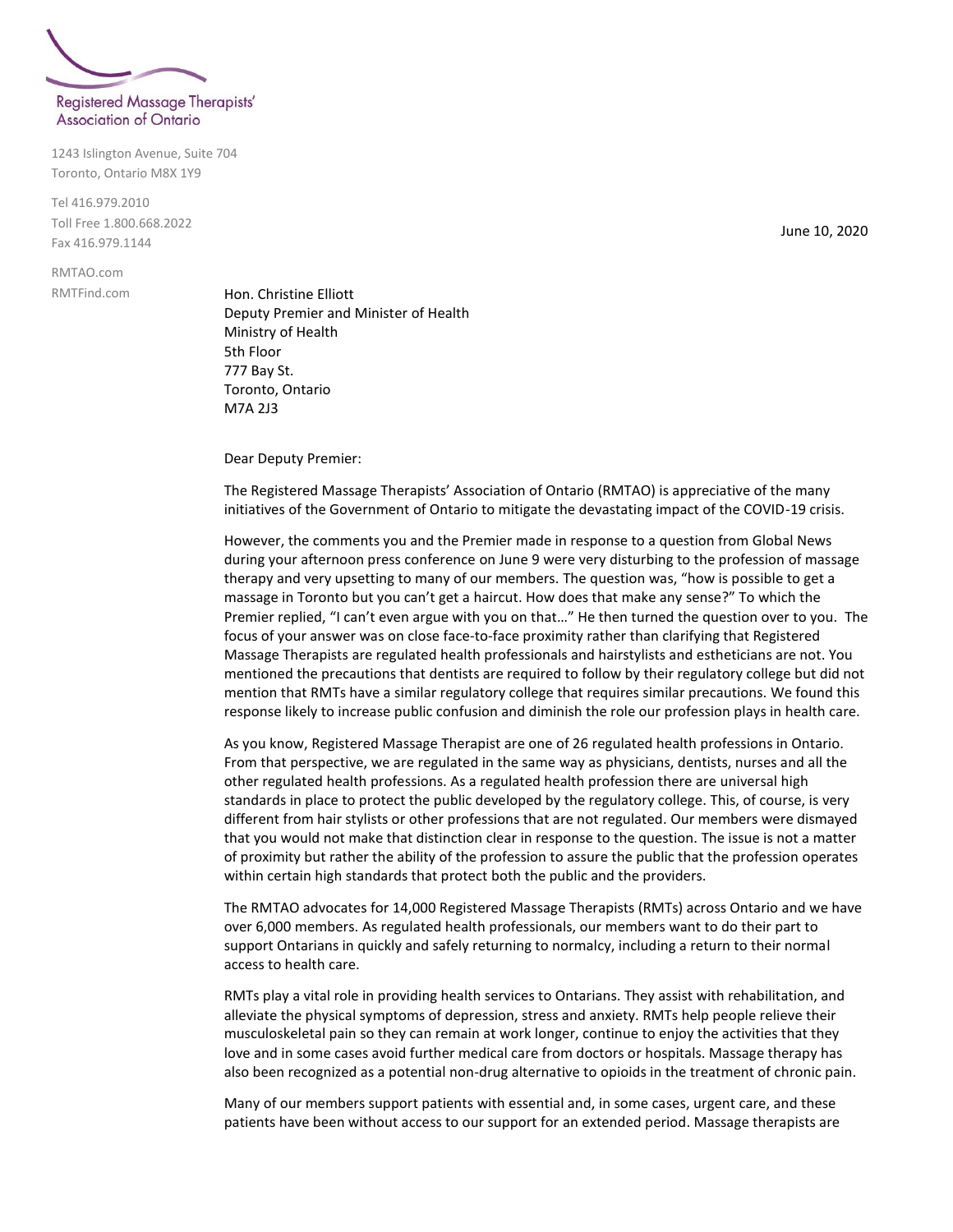Registered Massage Therapists' Association of Ontario

1243 Islington Avenue, Suite 704
Toronto, Ontario M8X 1Y9

Tel 416.979.2010
Toll Free 1.800.668.2022
Fax 416.979.1144

RMTAO.com
RMTFind.com

June 10, 2020

Hon. Christine Elliott
Deputy Premier and Minister of Health
Ministry of Health
5th Floor
777 Bay St.
Toronto, Ontario
M7A 2J3

Dear Deputy Premier:

The Registered Massage Therapists' Association of Ontario (RMTAO) is appreciative of the many initiatives of the Government of Ontario to mitigate the devastating impact of the COVID-19 crisis.

However, the comments you and the Premier made in response to a question from Global News during your afternoon press conference on June 9 were very disturbing to the profession of massage therapy and very upsetting to many of our members. The question was, "how is possible to get a massage in Toronto but you can't get a haircut. How does that make any sense?" To which the Premier replied, "I can't even argue with you on that…" He then turned the question over to you. The focus of your answer was on close face-to-face proximity rather than clarifying that Registered Massage Therapists are regulated health professionals and hairstylists and estheticians are not. You mentioned the precautions that dentists are required to follow by their regulatory college but did not mention that RMTs have a similar regulatory college that requires similar precautions. We found this response likely to increase public confusion and diminish the role our profession plays in health care.

As you know, Registered Massage Therapist are one of 26 regulated health professions in Ontario. From that perspective, we are regulated in the same way as physicians, dentists, nurses and all the other regulated health professions. As a regulated health profession there are universal high standards in place to protect the public developed by the regulatory college. This, of course, is very different from hair stylists or other professions that are not regulated. Our members were dismayed that you would not make that distinction clear in response to the question. The issue is not a matter of proximity but rather the ability of the profession to assure the public that the profession operates within certain high standards that protect both the public and the providers.

The RMTAO advocates for 14,000 Registered Massage Therapists (RMTs) across Ontario and we have over 6,000 members. As regulated health professionals, our members want to do their part to support Ontarians in quickly and safely returning to normalcy, including a return to their normal access to health care.

RMTs play a vital role in providing health services to Ontarians. They assist with rehabilitation, and alleviate the physical symptoms of depression, stress and anxiety. RMTs help people relieve their musculoskeletal pain so they can remain at work longer, continue to enjoy the activities that they love and in some cases avoid further medical care from doctors or hospitals. Massage therapy has also been recognized as a potential non-drug alternative to opioids in the treatment of chronic pain.

Many of our members support patients with essential and, in some cases, urgent care, and these patients have been without access to our support for an extended period. Massage therapists are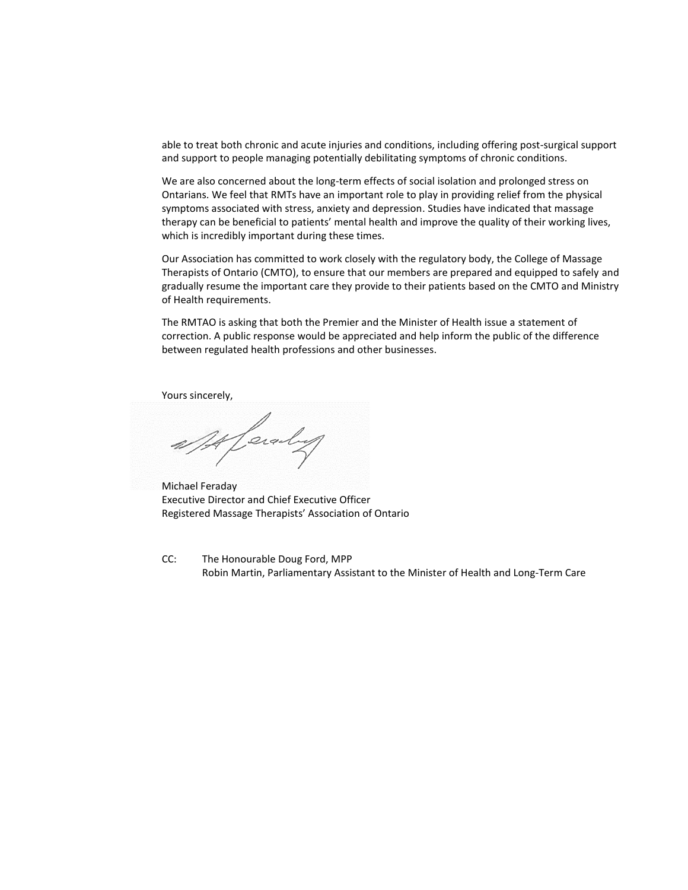able to treat both chronic and acute injuries and conditions, including offering post-surgical support and support to people managing potentially debilitating symptoms of chronic conditions.

We are also concerned about the long-term effects of social isolation and prolonged stress on Ontarians. We feel that RMTs have an important role to play in providing relief from the physical symptoms associated with stress, anxiety and depression. Studies have indicated that massage therapy can be beneficial to patients' mental health and improve the quality of their working lives, which is incredibly important during these times.

Our Association has committed to work closely with the regulatory body, the College of Massage Therapists of Ontario (CMTO), to ensure that our members are prepared and equipped to safely and gradually resume the important care they provide to their patients based on the CMTO and Ministry of Health requirements.

The RMTAO is asking that both the Premier and the Minister of Health issue a statement of correction. A public response would be appreciated and help inform the public of the difference between regulated health professions and other businesses.

Yours sincerely,

Michael Feraday
Executive Director and Chief Executive Officer
Registered Massage Therapists' Association of Ontario

CC: The Honourable Doug Ford, MPP
Robin Martin, Parliamentary Assistant to the Minister of Health and Long-Term Care